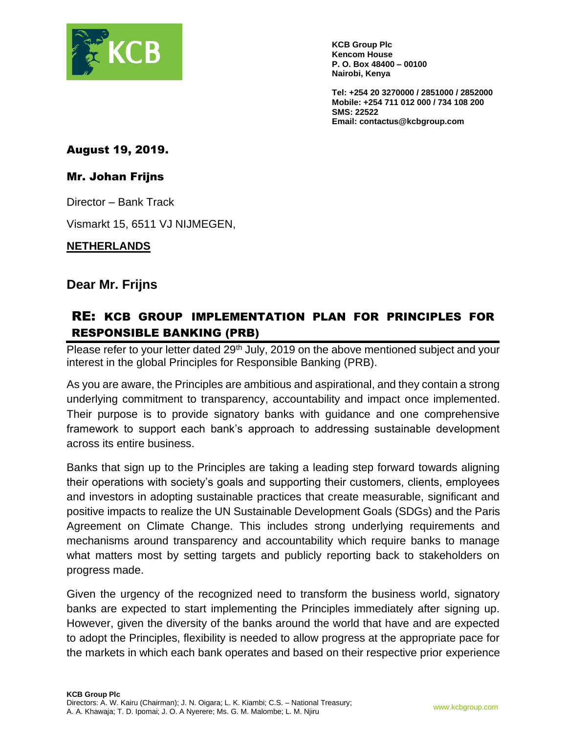KCB Group Plc
Kencom House
P. O. Box 48400 – 00100
Nairobi, Kenya

Tel: +254 20 3270000 / 2851000 / 2852000
Mobile: +254 711 012 000 / 734 108 200
SMS: 22522
Email: contactus@kcbgroup.com

**August 19, 2019.**

**Mr. Johan Frijns**

Director – Bank Track

Vismarkt 15, 6511 VJ NIJMEGEN,

**NETHERLANDS**

**Dear Mr. Frijns**

## RE: KCB GROUP IMPLEMENTATION PLAN FOR PRINCIPLES FOR RESPONSIBLE BANKING (PRB)

Please refer to your letter dated 29th July, 2019 on the above mentioned subject and your interest in the global Principles for Responsible Banking (PRB).

As you are aware, the Principles are ambitious and aspirational, and they contain a strong underlying commitment to transparency, accountability and impact once implemented. Their purpose is to provide signatory banks with guidance and one comprehensive framework to support each bank's approach to addressing sustainable development across its entire business.

Banks that sign up to the Principles are taking a leading step forward towards aligning their operations with society's goals and supporting their customers, clients, employees and investors in adopting sustainable practices that create measurable, significant and positive impacts to realize the UN Sustainable Development Goals (SDGs) and the Paris Agreement on Climate Change. This includes strong underlying requirements and mechanisms around transparency and accountability which require banks to manage what matters most by setting targets and publicly reporting back to stakeholders on progress made.

Given the urgency of the recognized need to transform the business world, signatory banks are expected to start implementing the Principles immediately after signing up. However, given the diversity of the banks around the world that have and are expected to adopt the Principles, flexibility is needed to allow progress at the appropriate pace for the markets in which each bank operates and based on their respective prior experience

KCB Group Plc
Directors: A. W. Kairu (Chairman); J. N. Oigara; L. K. Kiambi; C.S. – National Treasury; A. A. Khawaja; T. D. Ipomai; J. O. A Nyerere; Ms. G. M. Malombe; L. M. Njiru

www.kcbgroup.com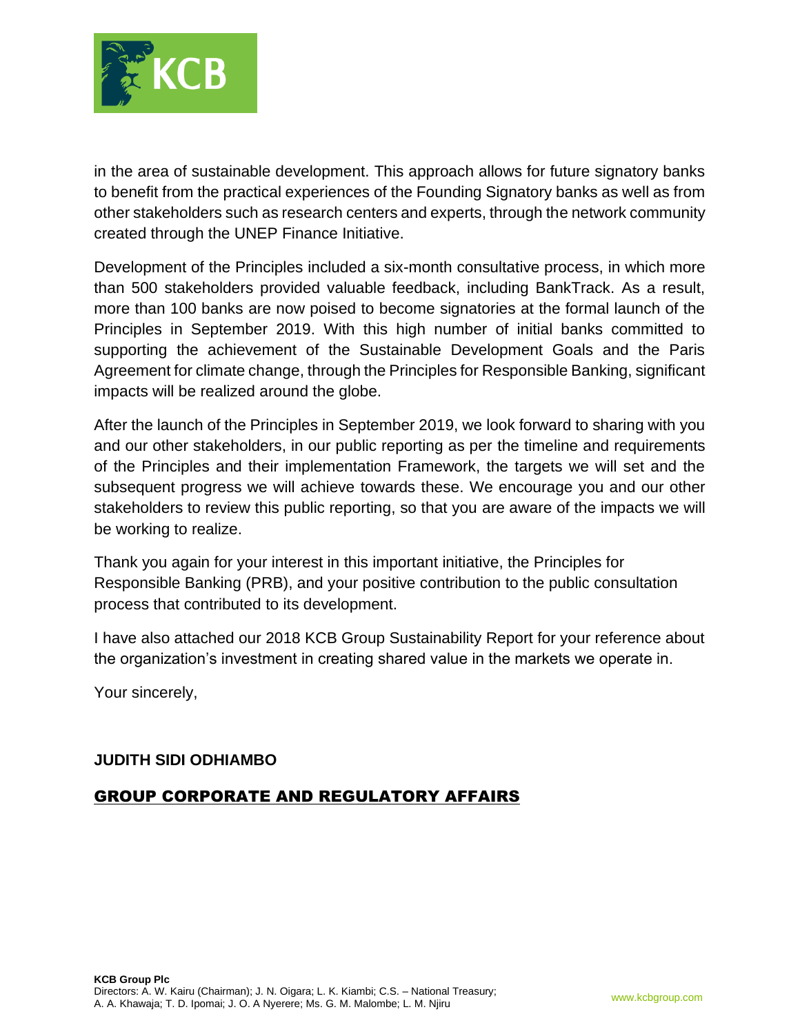in the area of sustainable development. This approach allows for future signatory banks to benefit from the practical experiences of the Founding Signatory banks as well as from other stakeholders such as research centers and experts, through the network community created through the UNEP Finance Initiative.

Development of the Principles included a six-month consultative process, in which more than 500 stakeholders provided valuable feedback, including BankTrack. As a result, more than 100 banks are now poised to become signatories at the formal launch of the Principles in September 2019. With this high number of initial banks committed to supporting the achievement of the Sustainable Development Goals and the Paris Agreement for climate change, through the Principles for Responsible Banking, significant impacts will be realized around the globe.

After the launch of the Principles in September 2019, we look forward to sharing with you and our other stakeholders, in our public reporting as per the timeline and requirements of the Principles and their implementation Framework, the targets we will set and the subsequent progress we will achieve towards these. We encourage you and our other stakeholders to review this public reporting, so that you are aware of the impacts we will be working to realize.

Thank you again for your interest in this important initiative, the Principles for Responsible Banking (PRB), and your positive contribution to the public consultation process that contributed to its development.

I have also attached our 2018 KCB Group Sustainability Report for your reference about the organization's investment in creating shared value in the markets we operate in.

Your sincerely,

**JUDITH SIDI ODHIAMBO**

**GROUP CORPORATE AND REGULATORY AFFAIRS**

**KCB Group Plc**
Directors: A. W. Kairu (Chairman); J. N. Oigara; L. K. Kiambi; C.S. – National Treasury; A. A. Khawaja; T. D. Ipomai; J. O. A Nyerere; Ms. G. M. Malombe; L. M. Njiru

www.kcbgroup.com